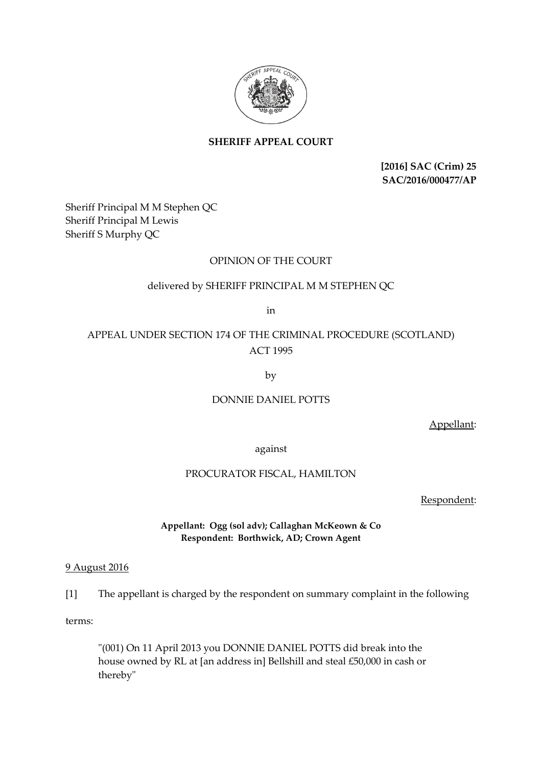**SHERIFF APPEAL COURT**

**[2016] SAC (Crim) 25**
**SAC/2016/000477/AP**

Sheriff Principal M M Stephen QC
Sheriff Principal M Lewis
Sheriff S Murphy QC

OPINION OF THE COURT

delivered by SHERIFF PRINCIPAL M M STEPHEN QC

in

APPEAL UNDER SECTION 174 OF THE CRIMINAL PROCEDURE (SCOTLAND) ACT 1995

by

DONNIE DANIEL POTTS

Appellant:

against

PROCURATOR FISCAL, HAMILTON

Respondent:

**Appellant: Ogg (sol adv); Callaghan McKeown & Co**
**Respondent: Borthwick, AD; Crown Agent**

9 August 2016

[1] The appellant is charged by the respondent on summary complaint in the following terms:

> "(001) On 11 April 2013 you DONNIE DANIEL POTTS did break into the house owned by RL at [an address in] Bellshill and steal £50,000 in cash or thereby"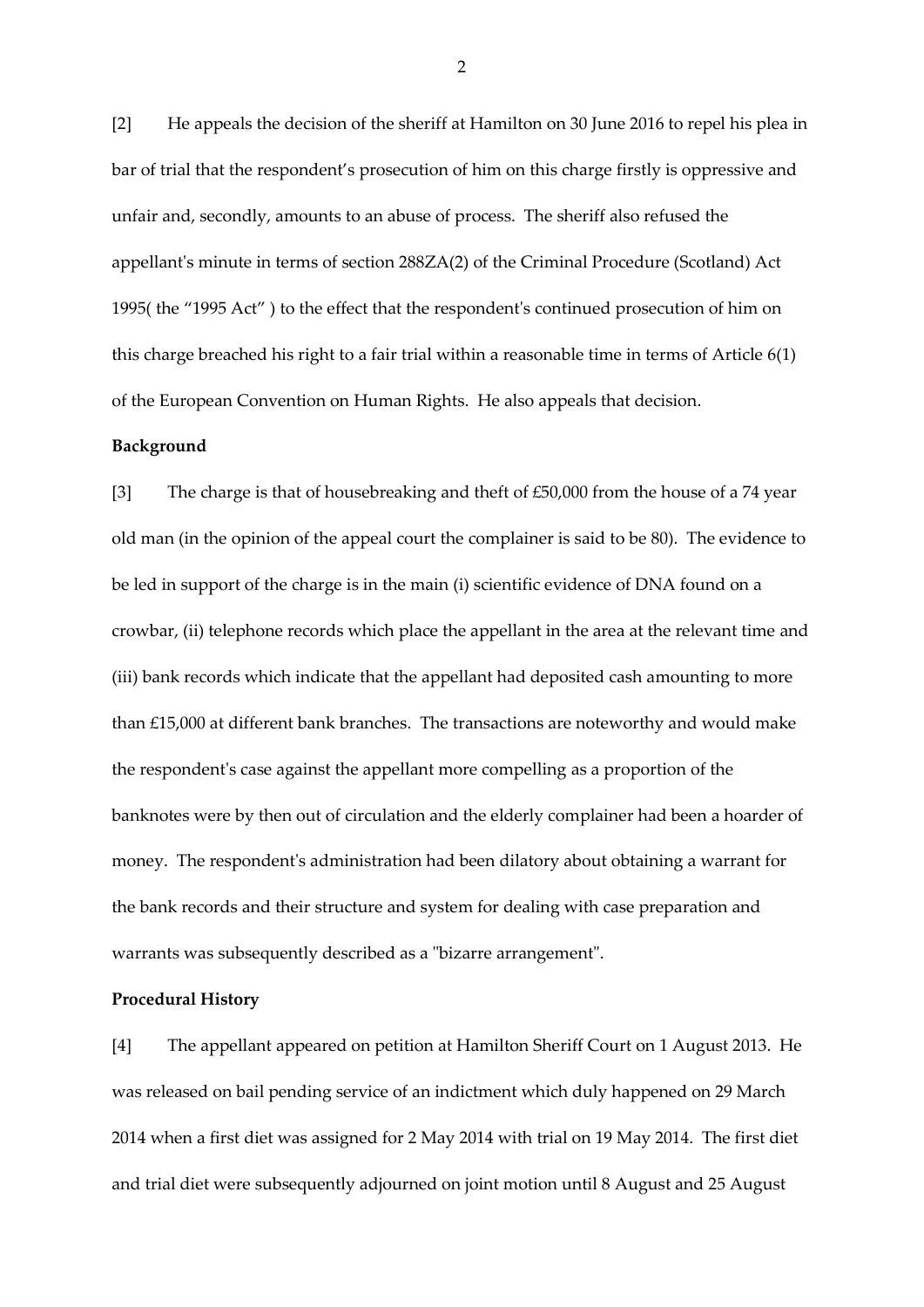[2] He appeals the decision of the sheriff at Hamilton on 30 June 2016 to repel his plea in bar of trial that the respondent's prosecution of him on this charge firstly is oppressive and unfair and, secondly, amounts to an abuse of process. The sheriff also refused the appellant's minute in terms of section 288ZA(2) of the Criminal Procedure (Scotland) Act 1995( the "1995 Act" ) to the effect that the respondent's continued prosecution of him on this charge breached his right to a fair trial within a reasonable time in terms of Article 6(1) of the European Convention on Human Rights. He also appeals that decision.

**Background**

[3] The charge is that of housebreaking and theft of £50,000 from the house of a 74 year old man (in the opinion of the appeal court the complainer is said to be 80). The evidence to be led in support of the charge is in the main (i) scientific evidence of DNA found on a crowbar, (ii) telephone records which place the appellant in the area at the relevant time and (iii) bank records which indicate that the appellant had deposited cash amounting to more than £15,000 at different bank branches. The transactions are noteworthy and would make the respondent's case against the appellant more compelling as a proportion of the banknotes were by then out of circulation and the elderly complainer had been a hoarder of money. The respondent's administration had been dilatory about obtaining a warrant for the bank records and their structure and system for dealing with case preparation and warrants was subsequently described as a "bizarre arrangement".

**Procedural History**

[4] The appellant appeared on petition at Hamilton Sheriff Court on 1 August 2013. He was released on bail pending service of an indictment which duly happened on 29 March 2014 when a first diet was assigned for 2 May 2014 with trial on 19 May 2014. The first diet and trial diet were subsequently adjourned on joint motion until 8 August and 25 August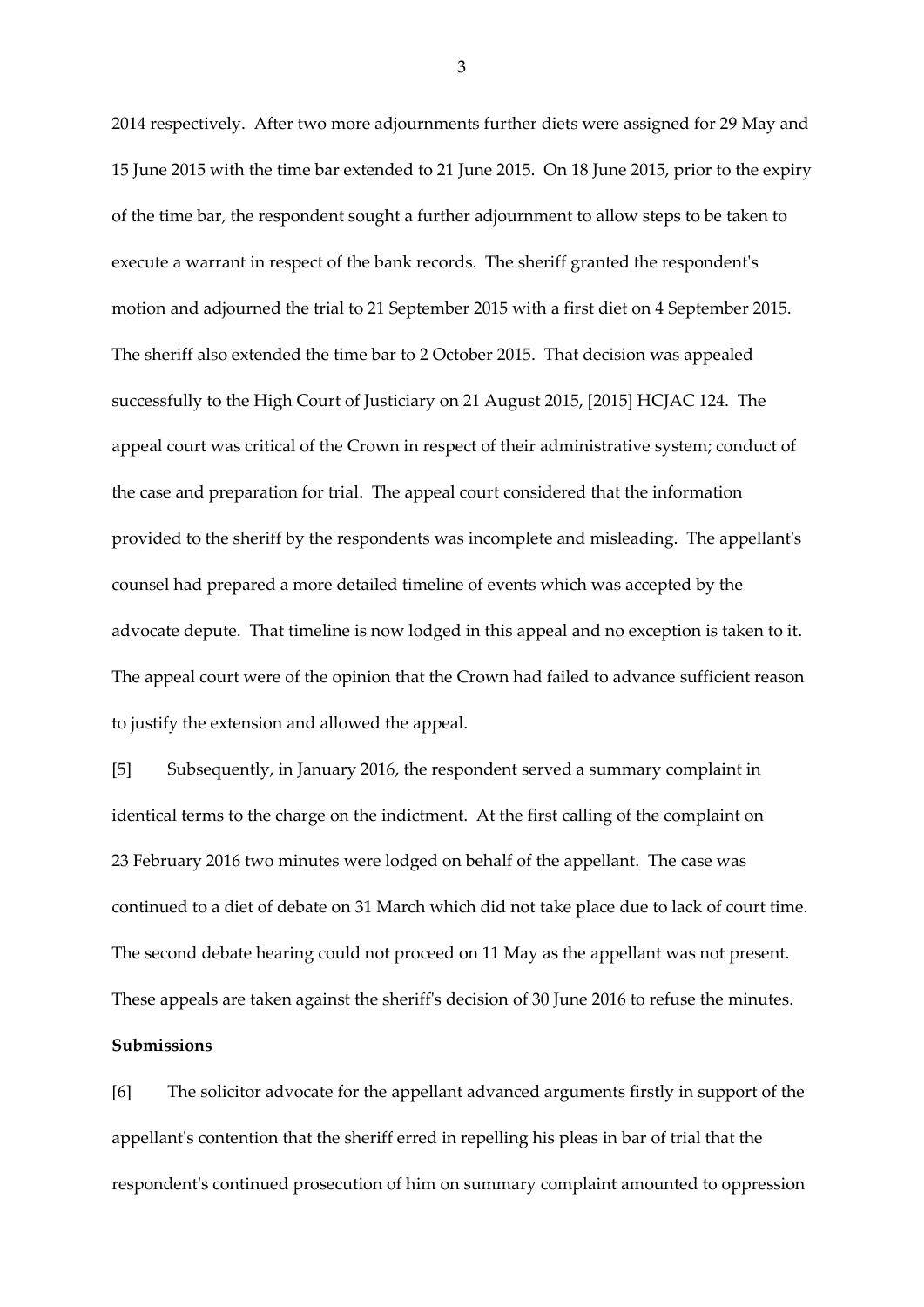2014 respectively. After two more adjournments further diets were assigned for 29 May and 15 June 2015 with the time bar extended to 21 June 2015. On 18 June 2015, prior to the expiry of the time bar, the respondent sought a further adjournment to allow steps to be taken to execute a warrant in respect of the bank records. The sheriff granted the respondent's motion and adjourned the trial to 21 September 2015 with a first diet on 4 September 2015. The sheriff also extended the time bar to 2 October 2015. That decision was appealed successfully to the High Court of Justiciary on 21 August 2015, [2015] HCJAC 124. The appeal court was critical of the Crown in respect of their administrative system; conduct of the case and preparation for trial. The appeal court considered that the information provided to the sheriff by the respondents was incomplete and misleading. The appellant's counsel had prepared a more detailed timeline of events which was accepted by the advocate depute. That timeline is now lodged in this appeal and no exception is taken to it. The appeal court were of the opinion that the Crown had failed to advance sufficient reason to justify the extension and allowed the appeal.

[5] Subsequently, in January 2016, the respondent served a summary complaint in identical terms to the charge on the indictment. At the first calling of the complaint on 23 February 2016 two minutes were lodged on behalf of the appellant. The case was continued to a diet of debate on 31 March which did not take place due to lack of court time. The second debate hearing could not proceed on 11 May as the appellant was not present. These appeals are taken against the sheriff's decision of 30 June 2016 to refuse the minutes.

**Submissions**

[6] The solicitor advocate for the appellant advanced arguments firstly in support of the appellant's contention that the sheriff erred in repelling his pleas in bar of trial that the respondent's continued prosecution of him on summary complaint amounted to oppression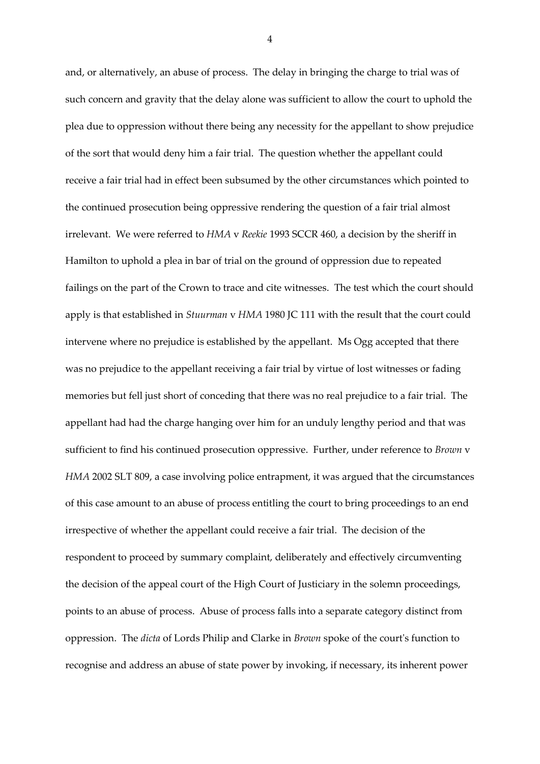and, or alternatively, an abuse of process. The delay in bringing the charge to trial was of such concern and gravity that the delay alone was sufficient to allow the court to uphold the plea due to oppression without there being any necessity for the appellant to show prejudice of the sort that would deny him a fair trial. The question whether the appellant could receive a fair trial had in effect been subsumed by the other circumstances which pointed to the continued prosecution being oppressive rendering the question of a fair trial almost irrelevant. We were referred to *HMA* v *Reekie* 1993 SCCR 460, a decision by the sheriff in Hamilton to uphold a plea in bar of trial on the ground of oppression due to repeated failings on the part of the Crown to trace and cite witnesses. The test which the court should apply is that established in *Stuurman* v *HMA* 1980 JC 111 with the result that the court could intervene where no prejudice is established by the appellant. Ms Ogg accepted that there was no prejudice to the appellant receiving a fair trial by virtue of lost witnesses or fading memories but fell just short of conceding that there was no real prejudice to a fair trial. The appellant had had the charge hanging over him for an unduly lengthy period and that was sufficient to find his continued prosecution oppressive. Further, under reference to *Brown* v *HMA* 2002 SLT 809, a case involving police entrapment, it was argued that the circumstances of this case amount to an abuse of process entitling the court to bring proceedings to an end irrespective of whether the appellant could receive a fair trial. The decision of the respondent to proceed by summary complaint, deliberately and effectively circumventing the decision of the appeal court of the High Court of Justiciary in the solemn proceedings, points to an abuse of process. Abuse of process falls into a separate category distinct from oppression. The *dicta* of Lords Philip and Clarke in *Brown* spoke of the court's function to recognise and address an abuse of state power by invoking, if necessary, its inherent power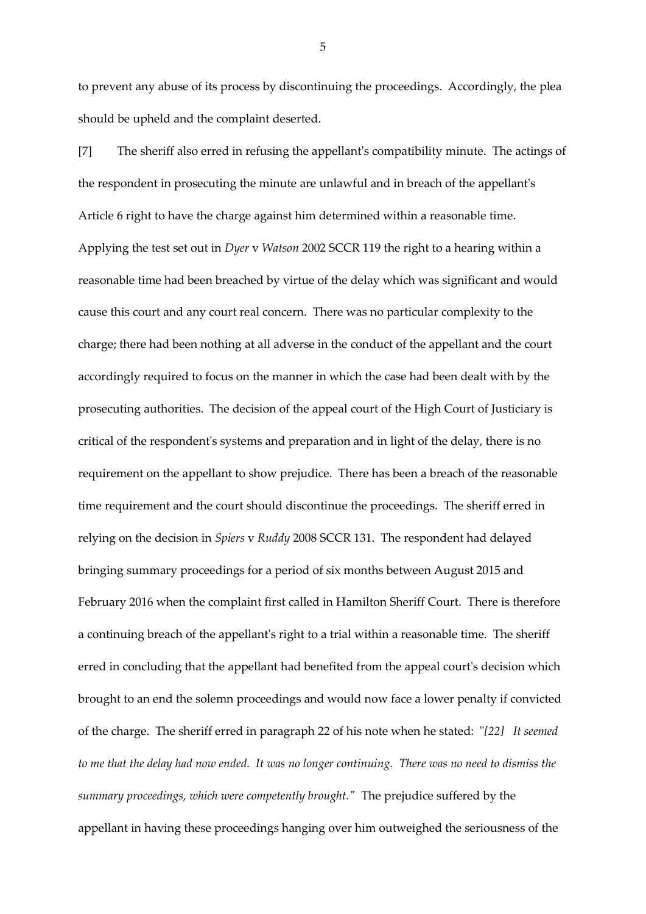to prevent any abuse of its process by discontinuing the proceedings. Accordingly, the plea should be upheld and the complaint deserted.

[7] The sheriff also erred in refusing the appellant's compatibility minute. The actings of the respondent in prosecuting the minute are unlawful and in breach of the appellant's Article 6 right to have the charge against him determined within a reasonable time. Applying the test set out in *Dyer* v *Watson* 2002 SCCR 119 the right to a hearing within a reasonable time had been breached by virtue of the delay which was significant and would cause this court and any court real concern. There was no particular complexity to the charge; there had been nothing at all adverse in the conduct of the appellant and the court accordingly required to focus on the manner in which the case had been dealt with by the prosecuting authorities. The decision of the appeal court of the High Court of Justiciary is critical of the respondent's systems and preparation and in light of the delay, there is no requirement on the appellant to show prejudice. There has been a breach of the reasonable time requirement and the court should discontinue the proceedings. The sheriff erred in relying on the decision in *Spiers* v *Ruddy* 2008 SCCR 131. The respondent had delayed bringing summary proceedings for a period of six months between August 2015 and February 2016 when the complaint first called in Hamilton Sheriff Court. There is therefore a continuing breach of the appellant's right to a trial within a reasonable time. The sheriff erred in concluding that the appellant had benefited from the appeal court's decision which brought to an end the solemn proceedings and would now face a lower penalty if convicted of the charge. The sheriff erred in paragraph 22 of his note when he stated: "*[22] It seemed to me that the delay had now ended. It was no longer continuing. There was no need to dismiss the summary proceedings, which were competently brought.*" The prejudice suffered by the appellant in having these proceedings hanging over him outweighed the seriousness of the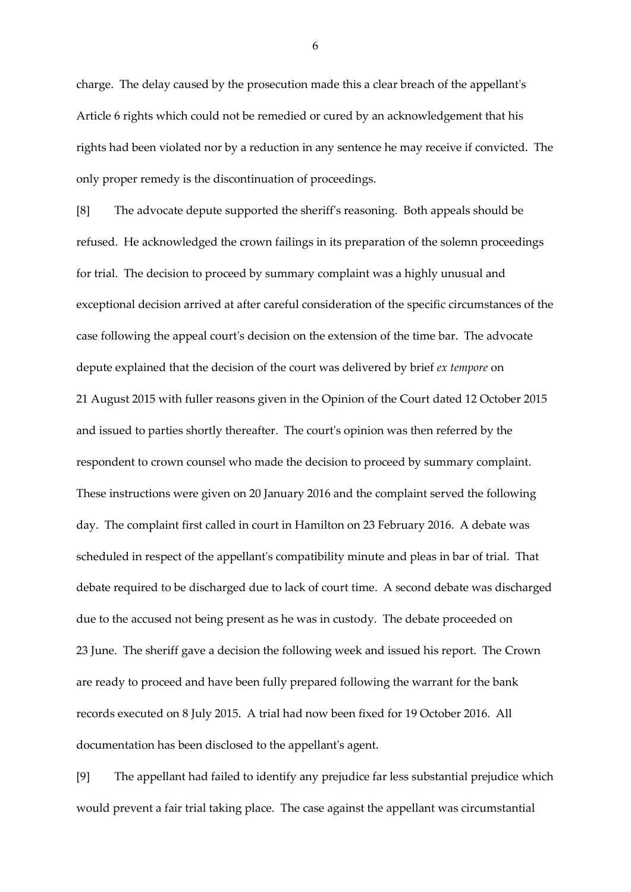charge. The delay caused by the prosecution made this a clear breach of the appellant's Article 6 rights which could not be remedied or cured by an acknowledgement that his rights had been violated nor by a reduction in any sentence he may receive if convicted. The only proper remedy is the discontinuation of proceedings.

[8] The advocate depute supported the sheriff's reasoning. Both appeals should be refused. He acknowledged the crown failings in its preparation of the solemn proceedings for trial. The decision to proceed by summary complaint was a highly unusual and exceptional decision arrived at after careful consideration of the specific circumstances of the case following the appeal court's decision on the extension of the time bar. The advocate depute explained that the decision of the court was delivered by brief *ex tempore* on 21 August 2015 with fuller reasons given in the Opinion of the Court dated 12 October 2015 and issued to parties shortly thereafter. The court's opinion was then referred by the respondent to crown counsel who made the decision to proceed by summary complaint. These instructions were given on 20 January 2016 and the complaint served the following day. The complaint first called in court in Hamilton on 23 February 2016. A debate was scheduled in respect of the appellant's compatibility minute and pleas in bar of trial. That debate required to be discharged due to lack of court time. A second debate was discharged due to the accused not being present as he was in custody. The debate proceeded on 23 June. The sheriff gave a decision the following week and issued his report. The Crown are ready to proceed and have been fully prepared following the warrant for the bank records executed on 8 July 2015. A trial had now been fixed for 19 October 2016. All documentation has been disclosed to the appellant's agent.

[9] The appellant had failed to identify any prejudice far less substantial prejudice which would prevent a fair trial taking place. The case against the appellant was circumstantial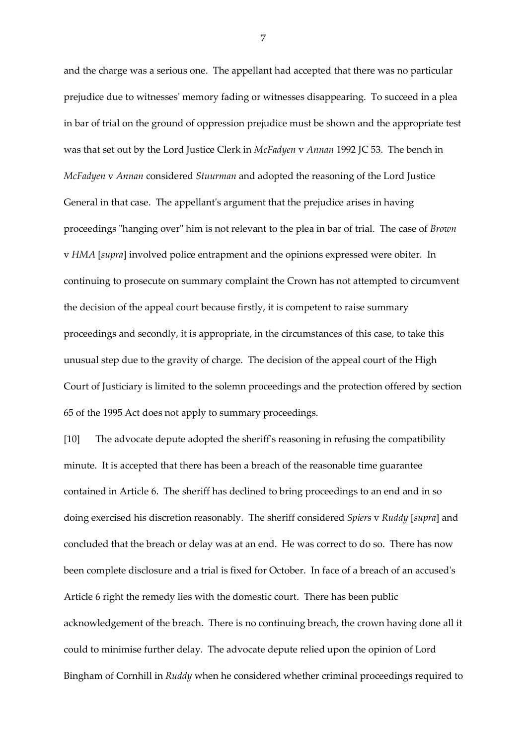and the charge was a serious one. The appellant had accepted that there was no particular prejudice due to witnesses' memory fading or witnesses disappearing. To succeed in a plea in bar of trial on the ground of oppression prejudice must be shown and the appropriate test was that set out by the Lord Justice Clerk in *McFadyen* v *Annan* 1992 JC 53. The bench in *McFadyen* v *Annan* considered *Stuurman* and adopted the reasoning of the Lord Justice General in that case. The appellant's argument that the prejudice arises in having proceedings "hanging over" him is not relevant to the plea in bar of trial. The case of *Brown* v *HMA* [*supra*] involved police entrapment and the opinions expressed were obiter. In continuing to prosecute on summary complaint the Crown has not attempted to circumvent the decision of the appeal court because firstly, it is competent to raise summary proceedings and secondly, it is appropriate, in the circumstances of this case, to take this unusual step due to the gravity of charge. The decision of the appeal court of the High Court of Justiciary is limited to the solemn proceedings and the protection offered by section 65 of the 1995 Act does not apply to summary proceedings.

[10] The advocate depute adopted the sheriff's reasoning in refusing the compatibility minute. It is accepted that there has been a breach of the reasonable time guarantee contained in Article 6. The sheriff has declined to bring proceedings to an end and in so doing exercised his discretion reasonably. The sheriff considered *Spiers* v *Ruddy* [*supra*] and concluded that the breach or delay was at an end. He was correct to do so. There has now been complete disclosure and a trial is fixed for October. In face of a breach of an accused's Article 6 right the remedy lies with the domestic court. There has been public acknowledgement of the breach. There is no continuing breach, the crown having done all it could to minimise further delay. The advocate depute relied upon the opinion of Lord Bingham of Cornhill in *Ruddy* when he considered whether criminal proceedings required to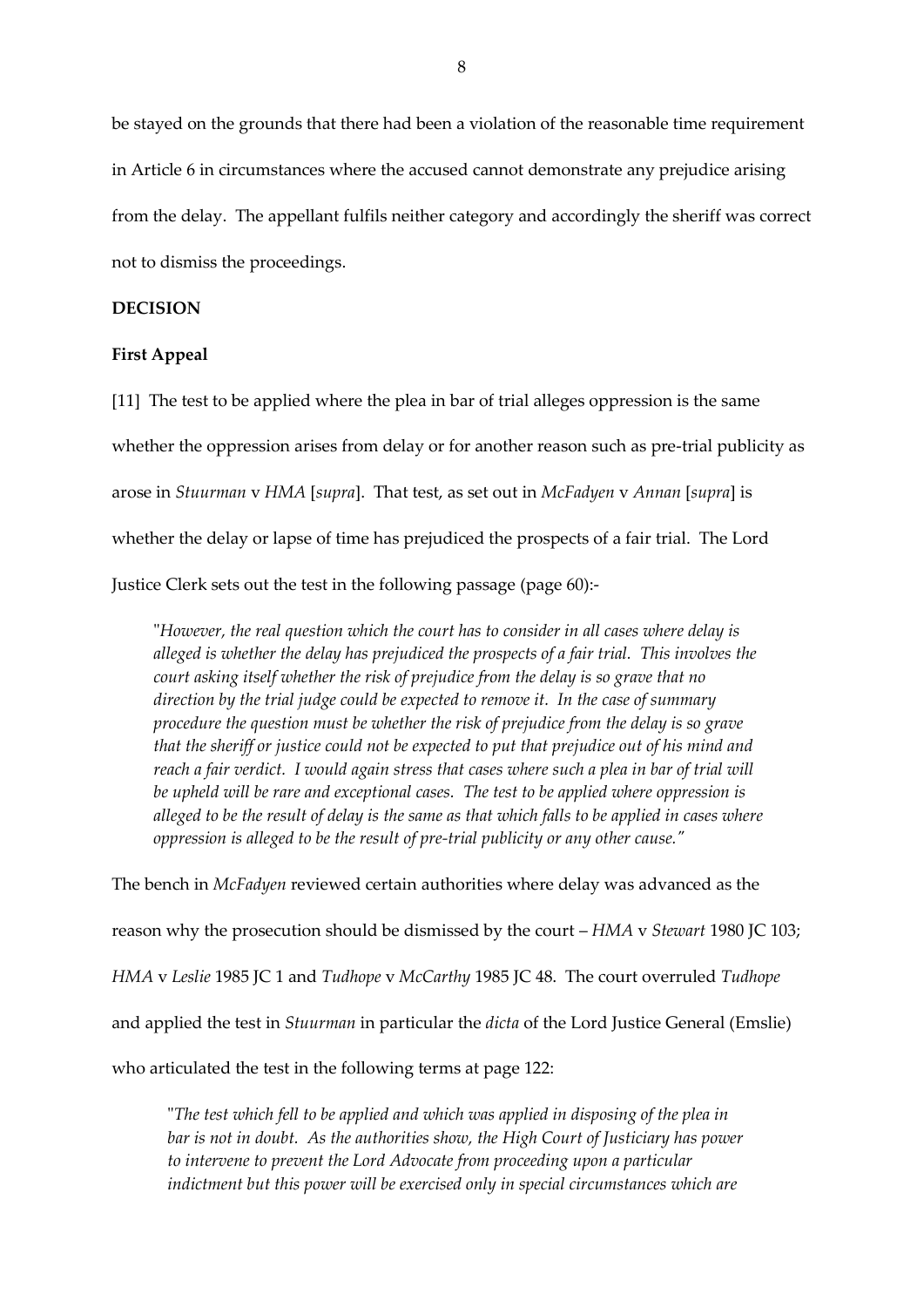be stayed on the grounds that there had been a violation of the reasonable time requirement in Article 6 in circumstances where the accused cannot demonstrate any prejudice arising from the delay. The appellant fulfils neither category and accordingly the sheriff was correct not to dismiss the proceedings.

**DECISION**

**First Appeal**

[11] The test to be applied where the plea in bar of trial alleges oppression is the same whether the oppression arises from delay or for another reason such as pre-trial publicity as arose in *Stuurman* v *HMA* [*supra*]. That test, as set out in *McFadyen* v *Annan* [*supra*] is whether the delay or lapse of time has prejudiced the prospects of a fair trial. The Lord Justice Clerk sets out the test in the following passage (page 60):-

> "*However, the real question which the court has to consider in all cases where delay is alleged is whether the delay has prejudiced the prospects of a fair trial. This involves the court asking itself whether the risk of prejudice from the delay is so grave that no direction by the trial judge could be expected to remove it. In the case of summary procedure the question must be whether the risk of prejudice from the delay is so grave that the sheriff or justice could not be expected to put that prejudice out of his mind and reach a fair verdict. I would again stress that cases where such a plea in bar of trial will be upheld will be rare and exceptional cases. The test to be applied where oppression is alleged to be the result of delay is the same as that which falls to be applied in cases where oppression is alleged to be the result of pre-trial publicity or any other cause.*"

The bench in *McFadyen* reviewed certain authorities where delay was advanced as the reason why the prosecution should be dismissed by the court – *HMA* v *Stewart* 1980 JC 103; *HMA* v *Leslie* 1985 JC 1 and *Tudhope* v *McCarthy* 1985 JC 48. The court overruled *Tudhope* and applied the test in *Stuurman* in particular the *dicta* of the Lord Justice General (Emslie) who articulated the test in the following terms at page 122:

> "*The test which fell to be applied and which was applied in disposing of the plea in bar is not in doubt. As the authorities show, the High Court of Justiciary has power to intervene to prevent the Lord Advocate from proceeding upon a particular indictment but this power will be exercised only in special circumstances which are*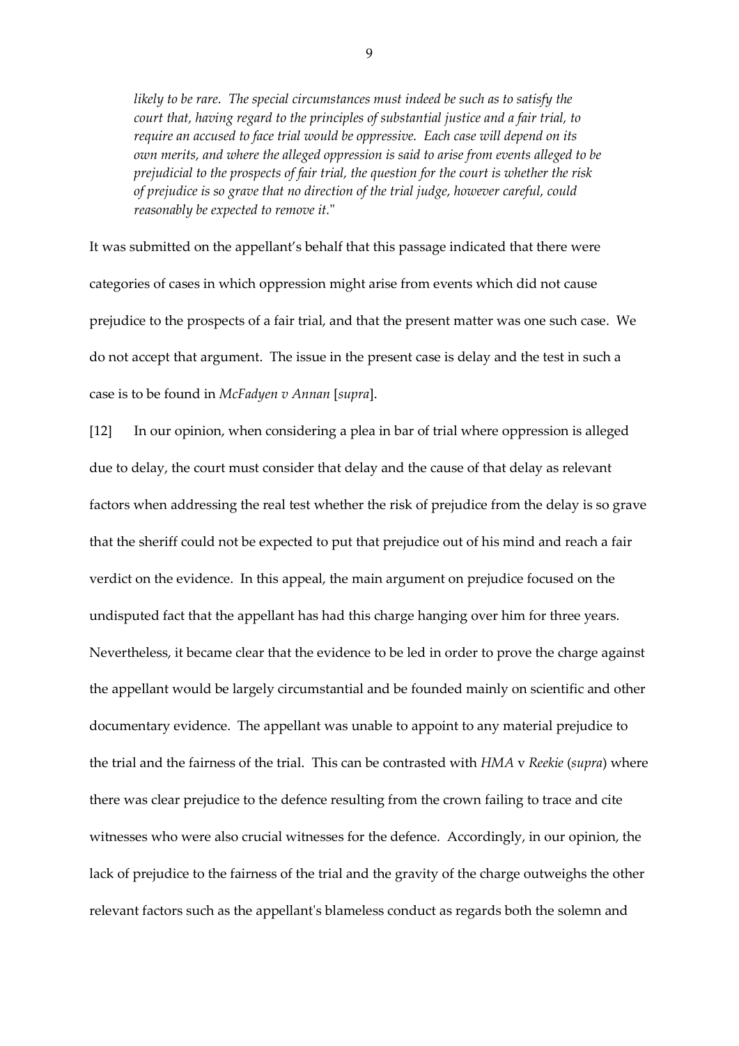*likely to be rare. The special circumstances must indeed be such as to satisfy the court that, having regard to the principles of substantial justice and a fair trial, to require an accused to face trial would be oppressive. Each case will depend on its own merits, and where the alleged oppression is said to arise from events alleged to be prejudicial to the prospects of fair trial, the question for the court is whether the risk of prejudice is so grave that no direction of the trial judge, however careful, could reasonably be expected to remove it.*"

It was submitted on the appellant's behalf that this passage indicated that there were categories of cases in which oppression might arise from events which did not cause prejudice to the prospects of a fair trial, and that the present matter was one such case. We do not accept that argument. The issue in the present case is delay and the test in such a case is to be found in *McFadyen v Annan* [*supra*].

[12] In our opinion, when considering a plea in bar of trial where oppression is alleged due to delay, the court must consider that delay and the cause of that delay as relevant factors when addressing the real test whether the risk of prejudice from the delay is so grave that the sheriff could not be expected to put that prejudice out of his mind and reach a fair verdict on the evidence. In this appeal, the main argument on prejudice focused on the undisputed fact that the appellant has had this charge hanging over him for three years. Nevertheless, it became clear that the evidence to be led in order to prove the charge against the appellant would be largely circumstantial and be founded mainly on scientific and other documentary evidence. The appellant was unable to appoint to any material prejudice to the trial and the fairness of the trial. This can be contrasted with *HMA* v *Reekie* (*supra*) where there was clear prejudice to the defence resulting from the crown failing to trace and cite witnesses who were also crucial witnesses for the defence. Accordingly, in our opinion, the lack of prejudice to the fairness of the trial and the gravity of the charge outweighs the other relevant factors such as the appellant's blameless conduct as regards both the solemn and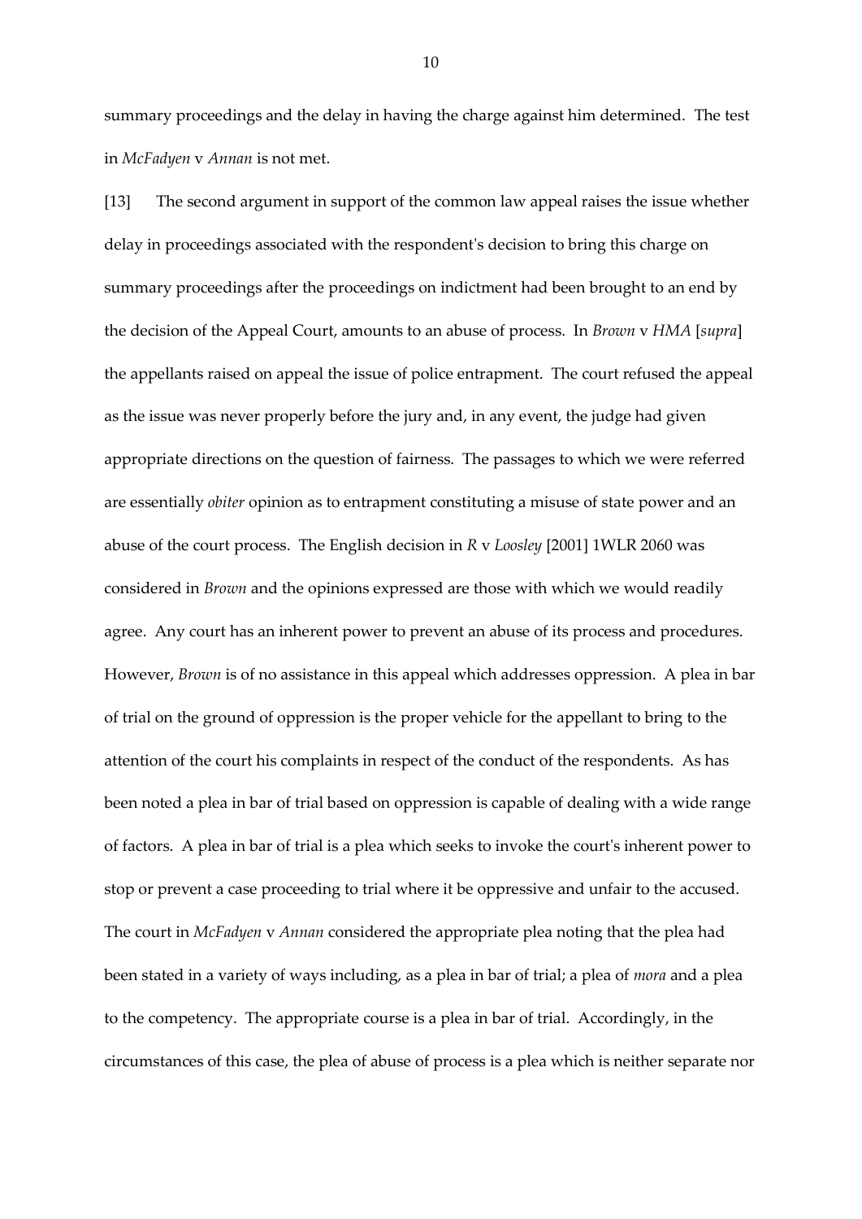summary proceedings and the delay in having the charge against him determined. The test in *McFadyen* v *Annan* is not met.

[13] The second argument in support of the common law appeal raises the issue whether delay in proceedings associated with the respondent's decision to bring this charge on summary proceedings after the proceedings on indictment had been brought to an end by the decision of the Appeal Court, amounts to an abuse of process. In *Brown* v *HMA* [*supra*] the appellants raised on appeal the issue of police entrapment. The court refused the appeal as the issue was never properly before the jury and, in any event, the judge had given appropriate directions on the question of fairness. The passages to which we were referred are essentially *obiter* opinion as to entrapment constituting a misuse of state power and an abuse of the court process. The English decision in *R* v *Loosley* [2001] 1WLR 2060 was considered in *Brown* and the opinions expressed are those with which we would readily agree. Any court has an inherent power to prevent an abuse of its process and procedures. However, *Brown* is of no assistance in this appeal which addresses oppression. A plea in bar of trial on the ground of oppression is the proper vehicle for the appellant to bring to the attention of the court his complaints in respect of the conduct of the respondents. As has been noted a plea in bar of trial based on oppression is capable of dealing with a wide range of factors. A plea in bar of trial is a plea which seeks to invoke the court's inherent power to stop or prevent a case proceeding to trial where it be oppressive and unfair to the accused. The court in *McFadyen* v *Annan* considered the appropriate plea noting that the plea had been stated in a variety of ways including, as a plea in bar of trial; a plea of *mora* and a plea to the competency. The appropriate course is a plea in bar of trial. Accordingly, in the circumstances of this case, the plea of abuse of process is a plea which is neither separate nor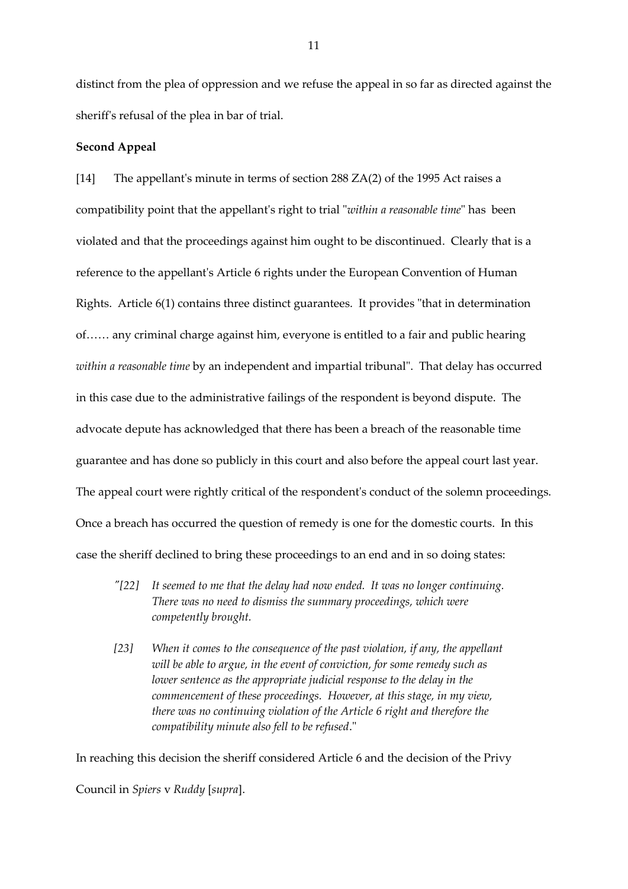distinct from the plea of oppression and we refuse the appeal in so far as directed against the sheriff's refusal of the plea in bar of trial.

**Second Appeal**

[14] The appellant's minute in terms of section 288 ZA(2) of the 1995 Act raises a compatibility point that the appellant's right to trial "*within a reasonable time*" has been violated and that the proceedings against him ought to be discontinued. Clearly that is a reference to the appellant's Article 6 rights under the European Convention of Human Rights. Article 6(1) contains three distinct guarantees. It provides "that in determination of…… any criminal charge against him, everyone is entitled to a fair and public hearing *within a reasonable time* by an independent and impartial tribunal". That delay has occurred in this case due to the administrative failings of the respondent is beyond dispute. The advocate depute has acknowledged that there has been a breach of the reasonable time guarantee and has done so publicly in this court and also before the appeal court last year. The appeal court were rightly critical of the respondent's conduct of the solemn proceedings. Once a breach has occurred the question of remedy is one for the domestic courts. In this case the sheriff declined to bring these proceedings to an end and in so doing states:

> *"[22] It seemed to me that the delay had now ended. It was no longer continuing. There was no need to dismiss the summary proceedings, which were competently brought.*
>
> *[23] When it comes to the consequence of the past violation, if any, the appellant will be able to argue, in the event of conviction, for some remedy such as lower sentence as the appropriate judicial response to the delay in the commencement of these proceedings. However, at this stage, in my view, there was no continuing violation of the Article 6 right and therefore the compatibility minute also fell to be refused*."

In reaching this decision the sheriff considered Article 6 and the decision of the Privy Council in *Spiers* v *Ruddy* [*supra*].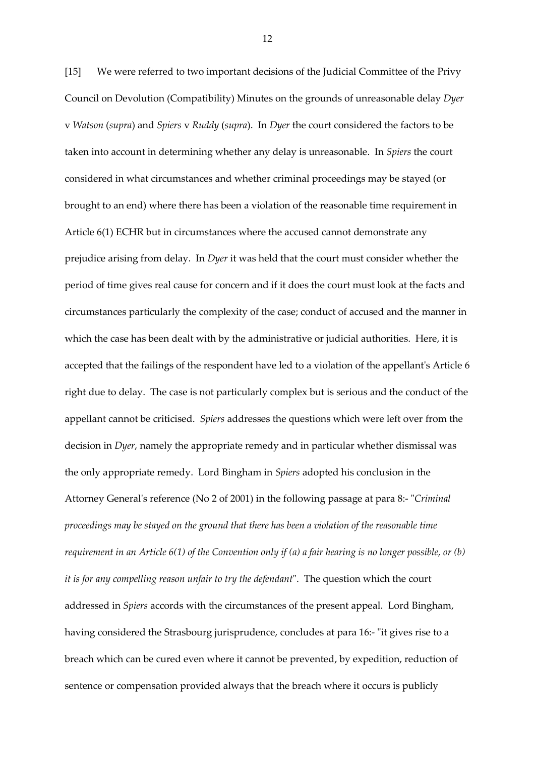[15] We were referred to two important decisions of the Judicial Committee of the Privy Council on Devolution (Compatibility) Minutes on the grounds of unreasonable delay *Dyer* v *Watson* (*supra*) and *Spiers* v *Ruddy* (*supra*). In *Dyer* the court considered the factors to be taken into account in determining whether any delay is unreasonable. In *Spiers* the court considered in what circumstances and whether criminal proceedings may be stayed (or brought to an end) where there has been a violation of the reasonable time requirement in Article 6(1) ECHR but in circumstances where the accused cannot demonstrate any prejudice arising from delay. In *Dyer* it was held that the court must consider whether the period of time gives real cause for concern and if it does the court must look at the facts and circumstances particularly the complexity of the case; conduct of accused and the manner in which the case has been dealt with by the administrative or judicial authorities. Here, it is accepted that the failings of the respondent have led to a violation of the appellant's Article 6 right due to delay. The case is not particularly complex but is serious and the conduct of the appellant cannot be criticised. *Spiers* addresses the questions which were left over from the decision in *Dyer*, namely the appropriate remedy and in particular whether dismissal was the only appropriate remedy. Lord Bingham in *Spiers* adopted his conclusion in the Attorney General's reference (No 2 of 2001) in the following passage at para 8:- "*Criminal proceedings may be stayed on the ground that there has been a violation of the reasonable time requirement in an Article 6(1) of the Convention only if (a) a fair hearing is no longer possible, or (b) it is for any compelling reason unfair to try the defendant*". The question which the court addressed in *Spiers* accords with the circumstances of the present appeal. Lord Bingham, having considered the Strasbourg jurisprudence, concludes at para 16:- "it gives rise to a breach which can be cured even where it cannot be prevented, by expedition, reduction of sentence or compensation provided always that the breach where it occurs is publicly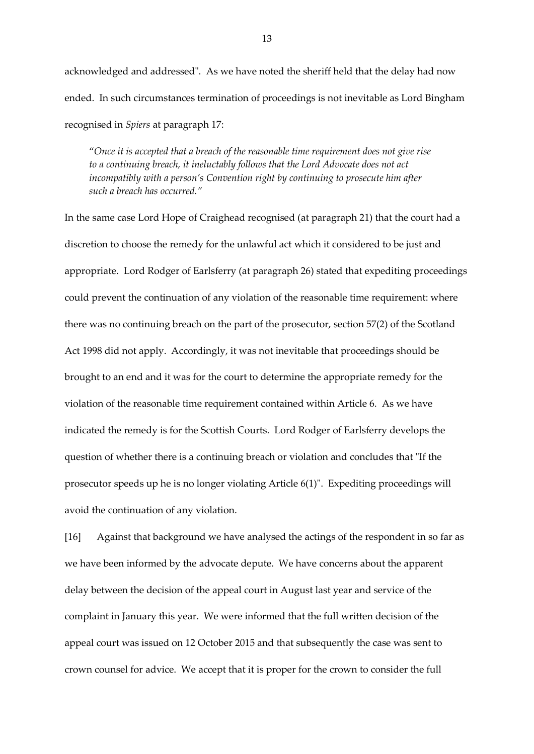acknowledged and addressed". As we have noted the sheriff held that the delay had now ended. In such circumstances termination of proceedings is not inevitable as Lord Bingham recognised in *Spiers* at paragraph 17:

> "*Once it is accepted that a breach of the reasonable time requirement does not give rise to a continuing breach, it ineluctably follows that the Lord Advocate does not act incompatibly with a person's Convention right by continuing to prosecute him after such a breach has occurred.*"

In the same case Lord Hope of Craighead recognised (at paragraph 21) that the court had a discretion to choose the remedy for the unlawful act which it considered to be just and appropriate. Lord Rodger of Earlsferry (at paragraph 26) stated that expediting proceedings could prevent the continuation of any violation of the reasonable time requirement: where there was no continuing breach on the part of the prosecutor, section 57(2) of the Scotland Act 1998 did not apply. Accordingly, it was not inevitable that proceedings should be brought to an end and it was for the court to determine the appropriate remedy for the violation of the reasonable time requirement contained within Article 6. As we have indicated the remedy is for the Scottish Courts. Lord Rodger of Earlsferry develops the question of whether there is a continuing breach or violation and concludes that "If the prosecutor speeds up he is no longer violating Article 6(1)". Expediting proceedings will avoid the continuation of any violation.

[16] Against that background we have analysed the actings of the respondent in so far as we have been informed by the advocate depute. We have concerns about the apparent delay between the decision of the appeal court in August last year and service of the complaint in January this year. We were informed that the full written decision of the appeal court was issued on 12 October 2015 and that subsequently the case was sent to crown counsel for advice. We accept that it is proper for the crown to consider the full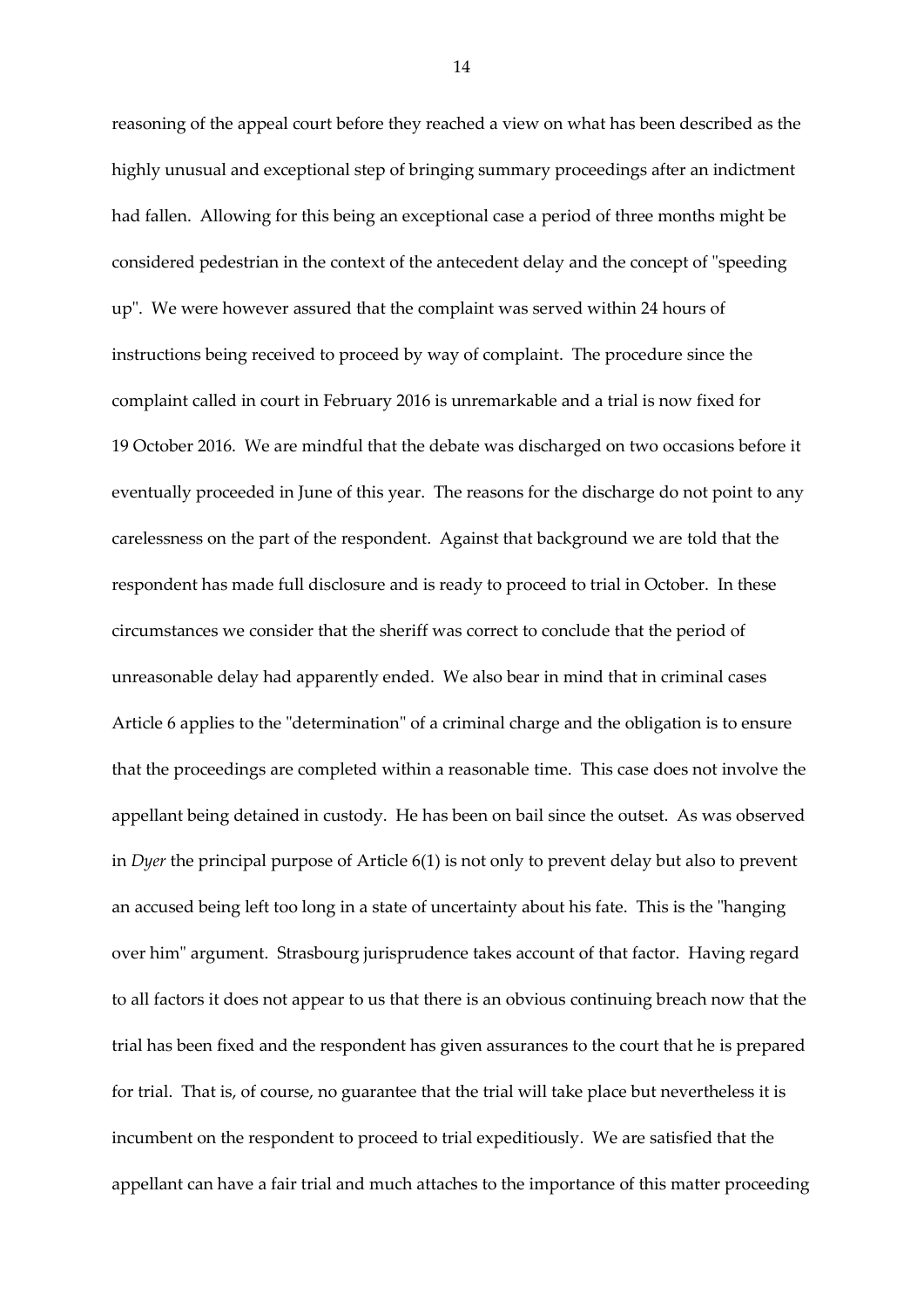reasoning of the appeal court before they reached a view on what has been described as the highly unusual and exceptional step of bringing summary proceedings after an indictment had fallen. Allowing for this being an exceptional case a period of three months might be considered pedestrian in the context of the antecedent delay and the concept of "speeding up". We were however assured that the complaint was served within 24 hours of instructions being received to proceed by way of complaint. The procedure since the complaint called in court in February 2016 is unremarkable and a trial is now fixed for 19 October 2016. We are mindful that the debate was discharged on two occasions before it eventually proceeded in June of this year. The reasons for the discharge do not point to any carelessness on the part of the respondent. Against that background we are told that the respondent has made full disclosure and is ready to proceed to trial in October. In these circumstances we consider that the sheriff was correct to conclude that the period of unreasonable delay had apparently ended. We also bear in mind that in criminal cases Article 6 applies to the "determination" of a criminal charge and the obligation is to ensure that the proceedings are completed within a reasonable time. This case does not involve the appellant being detained in custody. He has been on bail since the outset. As was observed in *Dyer* the principal purpose of Article 6(1) is not only to prevent delay but also to prevent an accused being left too long in a state of uncertainty about his fate. This is the "hanging over him" argument. Strasbourg jurisprudence takes account of that factor. Having regard to all factors it does not appear to us that there is an obvious continuing breach now that the trial has been fixed and the respondent has given assurances to the court that he is prepared for trial. That is, of course, no guarantee that the trial will take place but nevertheless it is incumbent on the respondent to proceed to trial expeditiously. We are satisfied that the appellant can have a fair trial and much attaches to the importance of this matter proceeding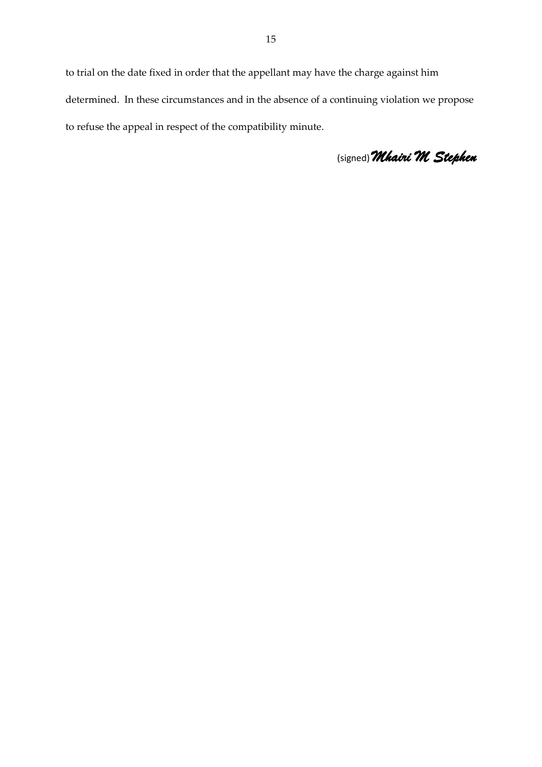to trial on the date fixed in order that the appellant may have the charge against him determined. In these circumstances and in the absence of a continuing violation we propose to refuse the appeal in respect of the compatibility minute.

(signed) *Mhairi M Stephen*